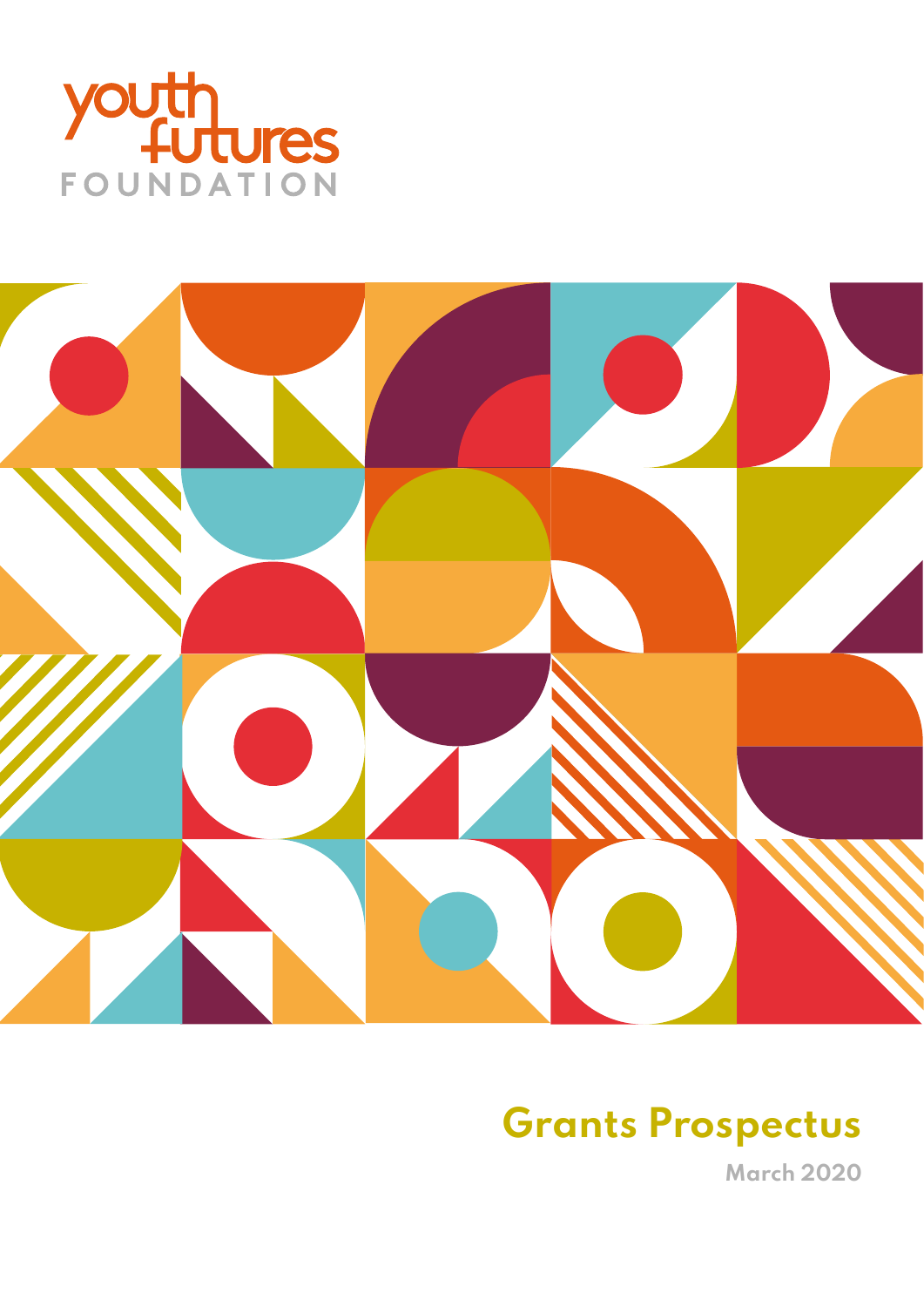youth futures FOUNDATION

# Grants Prospectus

March 2020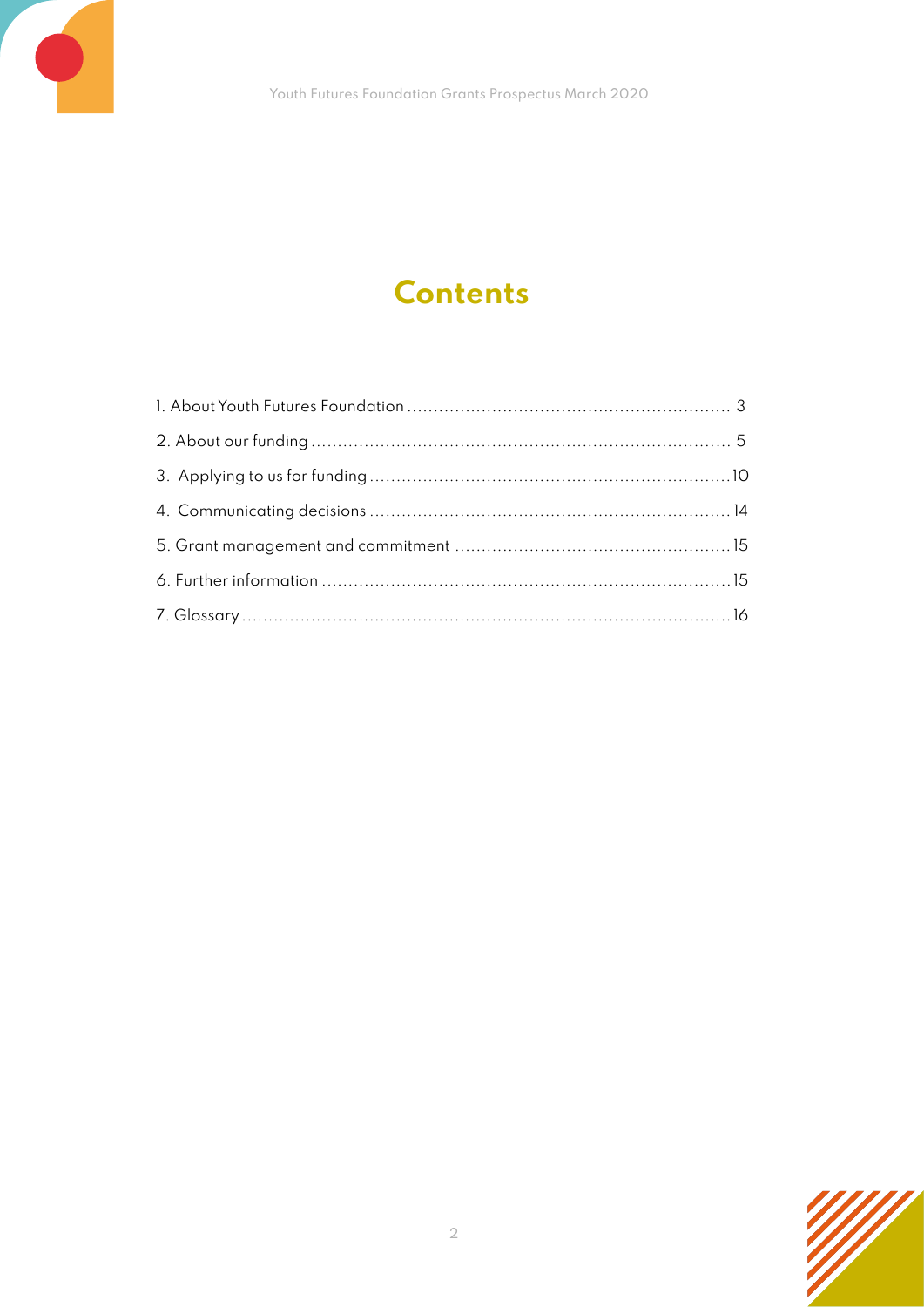# Contents

1. About Youth Futures Foundation ........................................................... 3
2. About our funding ............................................................................ 5
3. Applying to us for funding ..................................................................10
4. Communicating decisions ................................................................. 14
5. Grant management and commitment ..................................................15
6. Further information ..........................................................................15
7. Glossary .........................................................................................16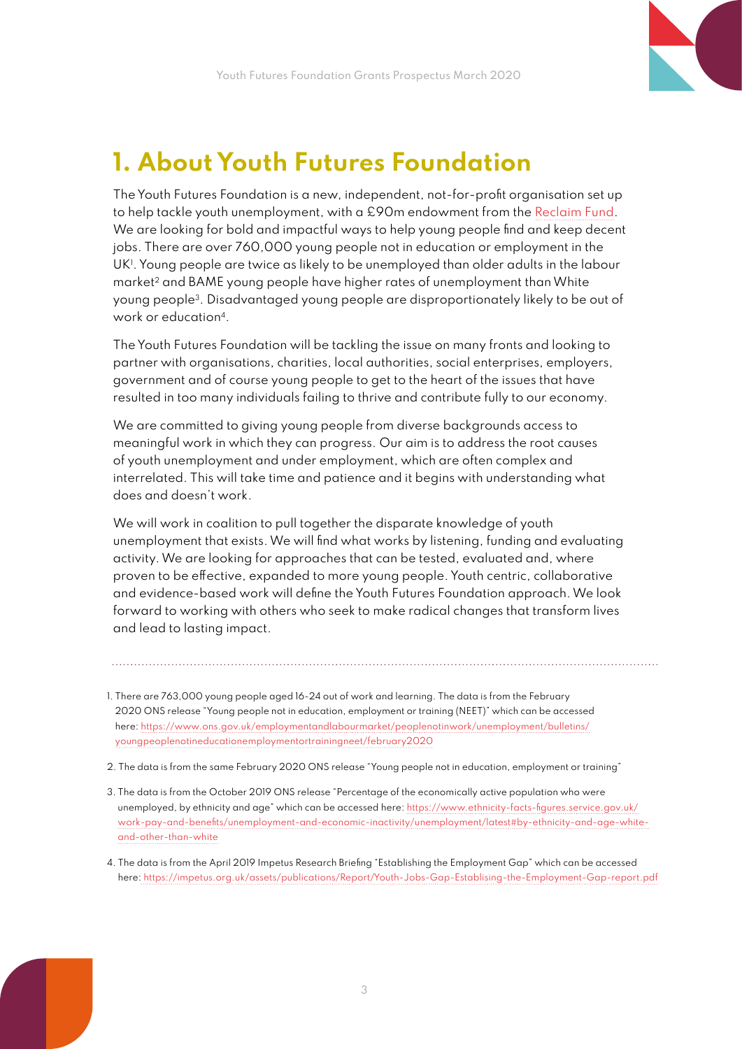# 1. About Youth Futures Foundation

The Youth Futures Foundation is a new, independent, not-for-profit organisation set up to help tackle youth unemployment, with a £90m endowment from the Reclaim Fund. We are looking for bold and impactful ways to help young people find and keep decent jobs. There are over 760,000 young people not in education or employment in the UK[1]. Young people are twice as likely to be unemployed than older adults in the labour market[2] and BAME young people have higher rates of unemployment than White young people[3]. Disadvantaged young people are disproportionately likely to be out of work or education[4].

The Youth Futures Foundation will be tackling the issue on many fronts and looking to partner with organisations, charities, local authorities, social enterprises, employers, government and of course young people to get to the heart of the issues that have resulted in too many individuals failing to thrive and contribute fully to our economy.

We are committed to giving young people from diverse backgrounds access to meaningful work in which they can progress. Our aim is to address the root causes of youth unemployment and under employment, which are often complex and interrelated. This will take time and patience and it begins with understanding what does and doesn't work.

We will work in coalition to pull together the disparate knowledge of youth unemployment that exists. We will find what works by listening, funding and evaluating activity. We are looking for approaches that can be tested, evaluated and, where proven to be effective, expanded to more young people. Youth centric, collaborative and evidence-based work will define the Youth Futures Foundation approach. We look forward to working with others who seek to make radical changes that transform lives and lead to lasting impact.

---

1. There are 763,000 young people aged 16-24 out of work and learning. The data is from the February 2020 ONS release "Young people not in education, employment or training (NEET)" which can be accessed here: https://www.ons.gov.uk/employmentandlabourmarket/peoplenotinwork/unemployment/bulletins/youngpeoplenotineducationemploymentortrainingneet/february2020
2. The data is from the same February 2020 ONS release "Young people not in education, employment or training"
3. The data is from the October 2019 ONS release "Percentage of the economically active population who were unemployed, by ethnicity and age" which can be accessed here: https://www.ethnicity-facts-figures.service.gov.uk/work-pay-and-benefits/unemployment-and-economic-inactivity/unemployment/latest#by-ethnicity-and-age-white-and-other-than-white
4. The data is from the April 2019 Impetus Research Briefing "Establishing the Employment Gap" which can be accessed here: https://impetus.org.uk/assets/publications/Report/Youth-Jobs-Gap-Establising-the-Employment-Gap-report.pdf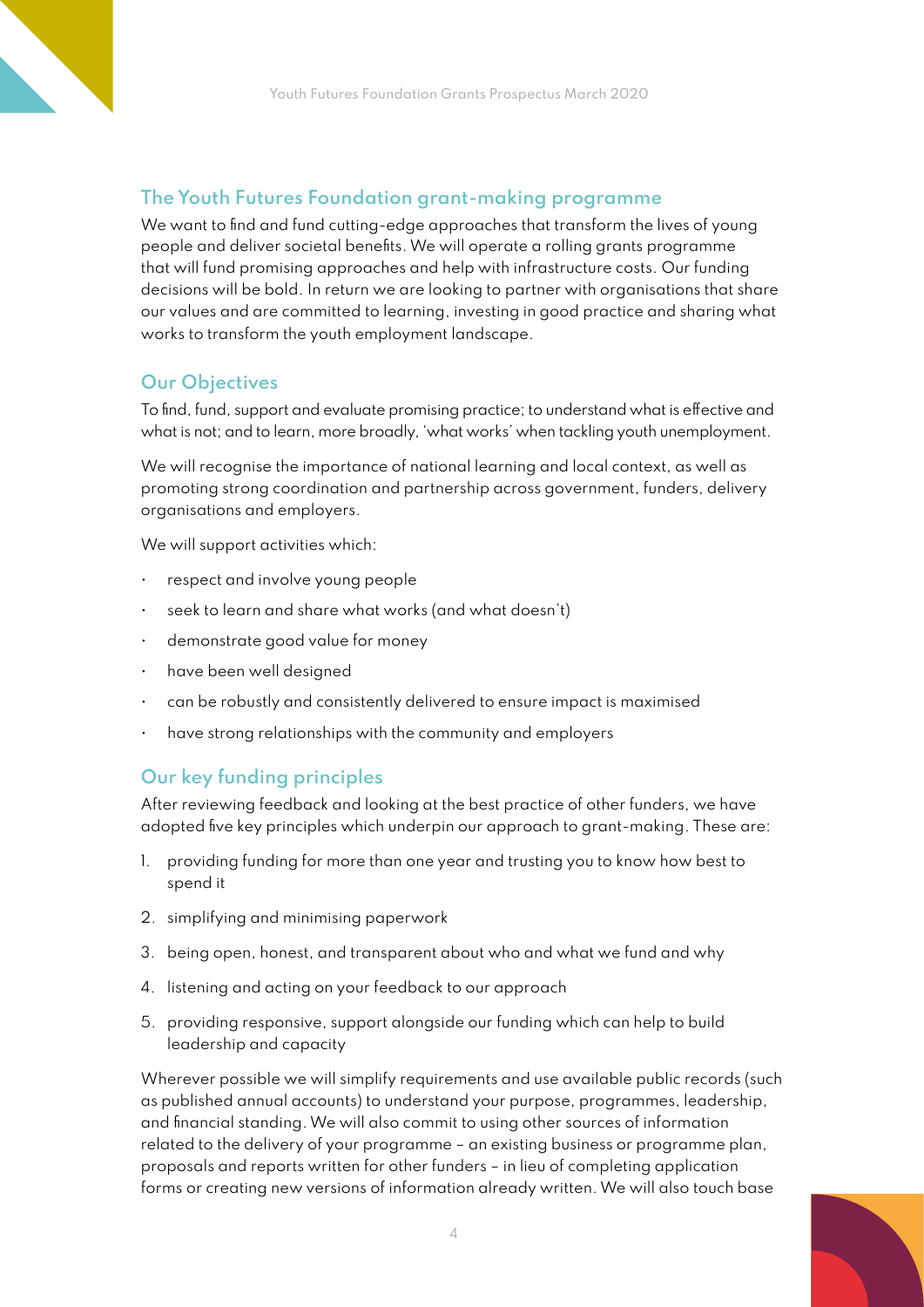## The Youth Futures Foundation grant-making programme

We want to find and fund cutting-edge approaches that transform the lives of young people and deliver societal benefits. We will operate a rolling grants programme that will fund promising approaches and help with infrastructure costs. Our funding decisions will be bold. In return we are looking to partner with organisations that share our values and are committed to learning, investing in good practice and sharing what works to transform the youth employment landscape.

## Our Objectives

To find, fund, support and evaluate promising practice; to understand what is effective and what is not; and to learn, more broadly, 'what works' when tackling youth unemployment.

We will recognise the importance of national learning and local context, as well as promoting strong coordination and partnership across government, funders, delivery organisations and employers.

We will support activities which:

- respect and involve young people
- seek to learn and share what works (and what doesn't)
- demonstrate good value for money
- have been well designed
- can be robustly and consistently delivered to ensure impact is maximised
- have strong relationships with the community and employers

## Our key funding principles

After reviewing feedback and looking at the best practice of other funders, we have adopted five key principles which underpin our approach to grant-making. These are:

1. providing funding for more than one year and trusting you to know how best to spend it
2. simplifying and minimising paperwork
3. being open, honest, and transparent about who and what we fund and why
4. listening and acting on your feedback to our approach
5. providing responsive, support alongside our funding which can help to build leadership and capacity

Wherever possible we will simplify requirements and use available public records (such as published annual accounts) to understand your purpose, programmes, leadership, and financial standing. We will also commit to using other sources of information related to the delivery of your programme – an existing business or programme plan, proposals and reports written for other funders – in lieu of completing application forms or creating new versions of information already written. We will also touch base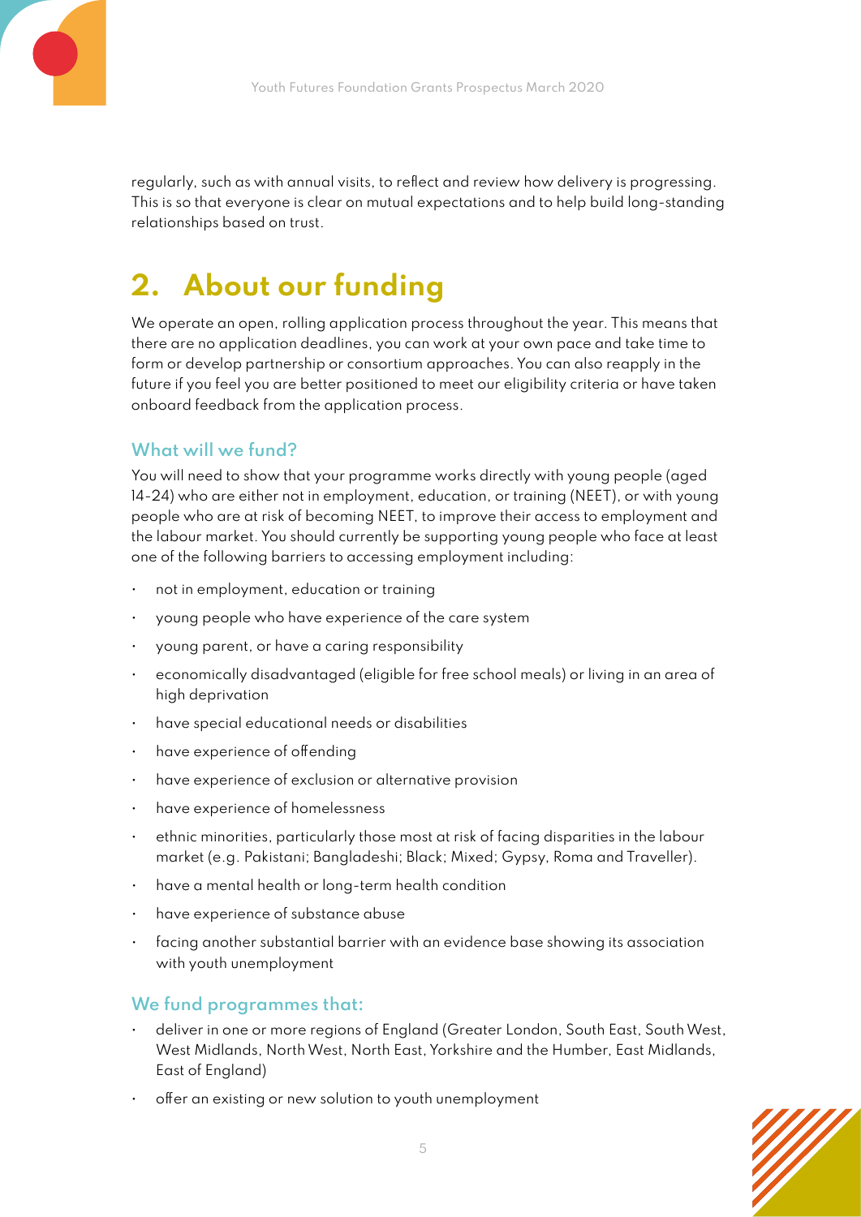regularly, such as with annual visits, to reflect and review how delivery is progressing. This is so that everyone is clear on mutual expectations and to help build long-standing relationships based on trust.

## 2. About our funding

We operate an open, rolling application process throughout the year. This means that there are no application deadlines, you can work at your own pace and take time to form or develop partnership or consortium approaches. You can also reapply in the future if you feel you are better positioned to meet our eligibility criteria or have taken onboard feedback from the application process.

### What will we fund?

You will need to show that your programme works directly with young people (aged 14-24) who are either not in employment, education, or training (NEET), or with young people who are at risk of becoming NEET, to improve their access to employment and the labour market. You should currently be supporting young people who face at least one of the following barriers to accessing employment including:

- not in employment, education or training
- young people who have experience of the care system
- young parent, or have a caring responsibility
- economically disadvantaged (eligible for free school meals) or living in an area of high deprivation
- have special educational needs or disabilities
- have experience of offending
- have experience of exclusion or alternative provision
- have experience of homelessness
- ethnic minorities, particularly those most at risk of facing disparities in the labour market (e.g. Pakistani; Bangladeshi; Black; Mixed; Gypsy, Roma and Traveller).
- have a mental health or long-term health condition
- have experience of substance abuse
- facing another substantial barrier with an evidence base showing its association with youth unemployment

### We fund programmes that:

- deliver in one or more regions of England (Greater London, South East, South West, West Midlands, North West, North East, Yorkshire and the Humber, East Midlands, East of England)
- offer an existing or new solution to youth unemployment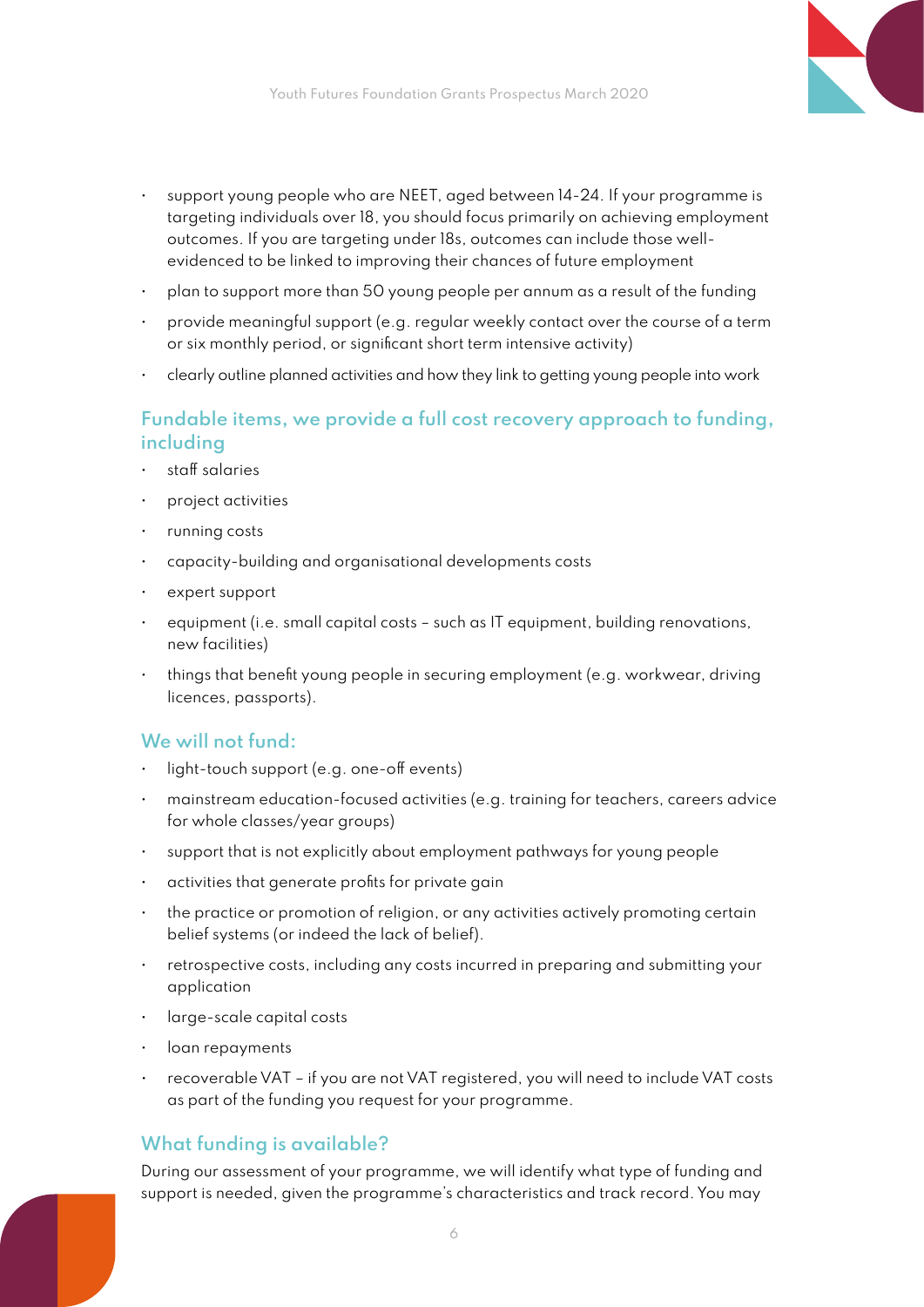- support young people who are NEET, aged between 14-24. If your programme is targeting individuals over 18, you should focus primarily on achieving employment outcomes. If you are targeting under 18s, outcomes can include those well-evidenced to be linked to improving their chances of future employment
- plan to support more than 50 young people per annum as a result of the funding
- provide meaningful support (e.g. regular weekly contact over the course of a term or six monthly period, or significant short term intensive activity)
- clearly outline planned activities and how they link to getting young people into work

### Fundable items, we provide a full cost recovery approach to funding, including

- staff salaries
- project activities
- running costs
- capacity-building and organisational developments costs
- expert support
- equipment (i.e. small capital costs – such as IT equipment, building renovations, new facilities)
- things that benefit young people in securing employment (e.g. workwear, driving licences, passports).

### We will not fund:

- light-touch support (e.g. one-off events)
- mainstream education-focused activities (e.g. training for teachers, careers advice for whole classes/year groups)
- support that is not explicitly about employment pathways for young people
- activities that generate profits for private gain
- the practice or promotion of religion, or any activities actively promoting certain belief systems (or indeed the lack of belief).
- retrospective costs, including any costs incurred in preparing and submitting your application
- large-scale capital costs
- loan repayments
- recoverable VAT – if you are not VAT registered, you will need to include VAT costs as part of the funding you request for your programme.

### What funding is available?

During our assessment of your programme, we will identify what type of funding and support is needed, given the programme's characteristics and track record. You may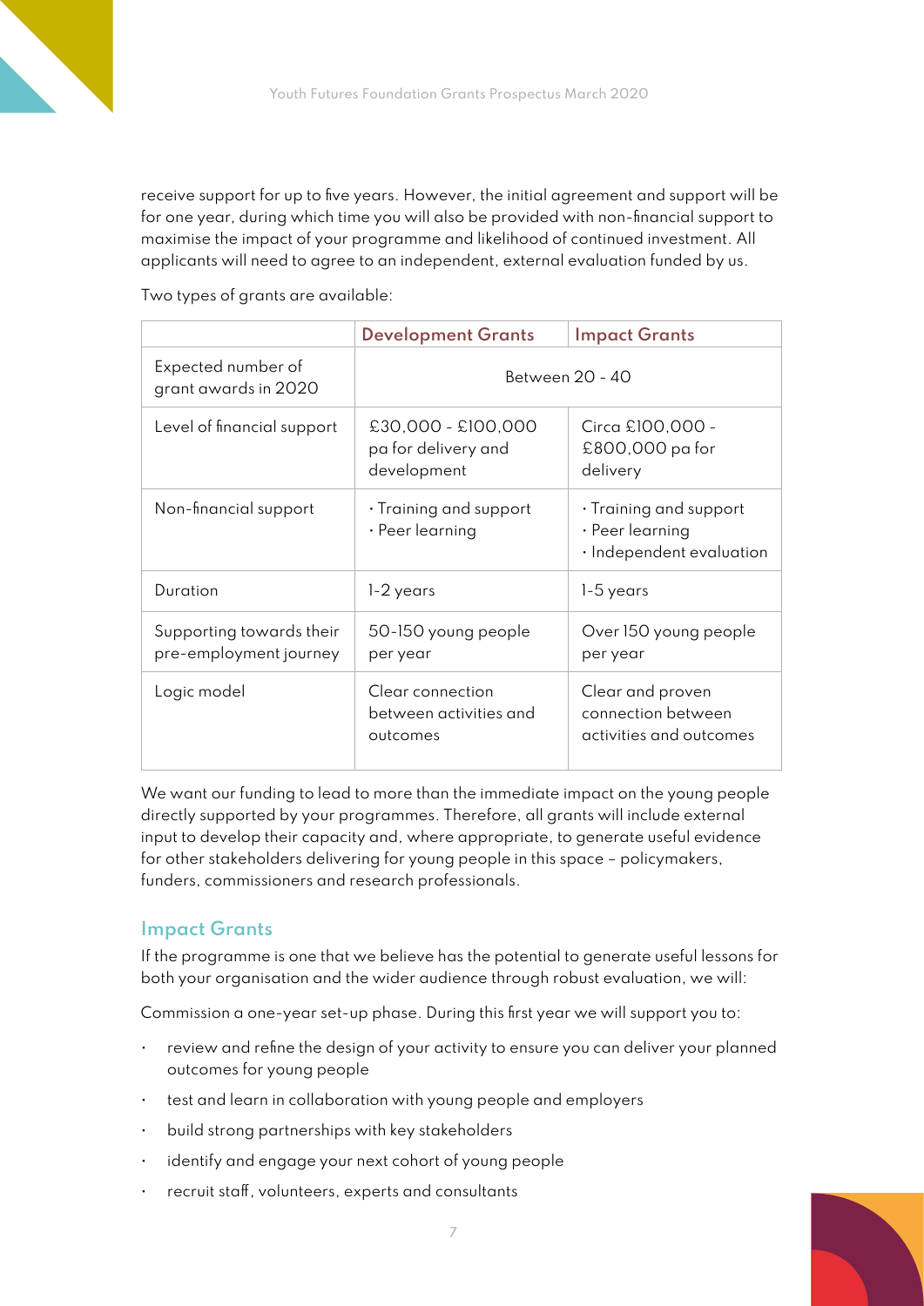receive support for up to five years. However, the initial agreement and support will be for one year, during which time you will also be provided with non-financial support to maximise the impact of your programme and likelihood of continued investment. All applicants will need to agree to an independent, external evaluation funded by us.

Two types of grants are available:

| | Development Grants | Impact Grants |
|---|---|---|
| Expected number of grant awards in 2020 | Between 20 - 40 | |
| Level of financial support | £30,000 - £100,000 pa for delivery and development | Circa £100,000 - £800,000 pa for delivery |
| Non-financial support | • Training and support<br>• Peer learning | • Training and support<br>• Peer learning<br>• Independent evaluation |
| Duration | 1-2 years | 1-5 years |
| Supporting towards their pre-employment journey | 50-150 young people per year | Over 150 young people per year |
| Logic model | Clear connection between activities and outcomes | Clear and proven connection between activities and outcomes |

We want our funding to lead to more than the immediate impact on the young people directly supported by your programmes. Therefore, all grants will include external input to develop their capacity and, where appropriate, to generate useful evidence for other stakeholders delivering for young people in this space – policymakers, funders, commissioners and research professionals.

## Impact Grants

If the programme is one that we believe has the potential to generate useful lessons for both your organisation and the wider audience through robust evaluation, we will:

Commission a one-year set-up phase. During this first year we will support you to:

- review and refine the design of your activity to ensure you can deliver your planned outcomes for young people
- test and learn in collaboration with young people and employers
- build strong partnerships with key stakeholders
- identify and engage your next cohort of young people
- recruit staff, volunteers, experts and consultants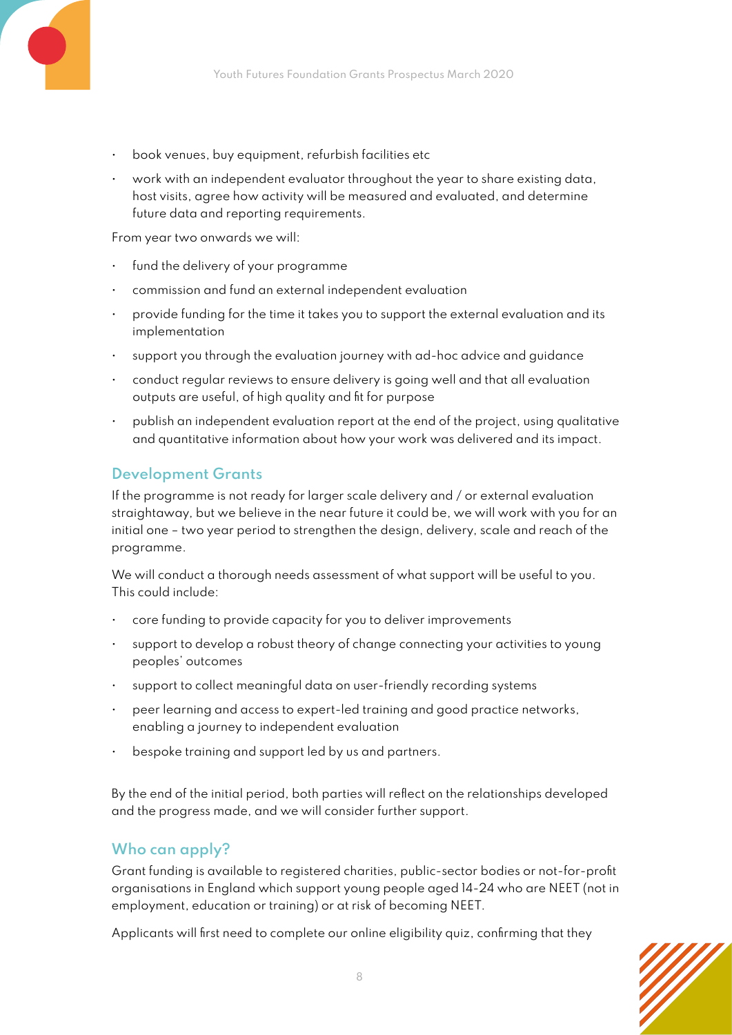- book venues, buy equipment, refurbish facilities etc
- work with an independent evaluator throughout the year to share existing data, host visits, agree how activity will be measured and evaluated, and determine future data and reporting requirements.

From year two onwards we will:

- fund the delivery of your programme
- commission and fund an external independent evaluation
- provide funding for the time it takes you to support the external evaluation and its implementation
- support you through the evaluation journey with ad-hoc advice and guidance
- conduct regular reviews to ensure delivery is going well and that all evaluation outputs are useful, of high quality and fit for purpose
- publish an independent evaluation report at the end of the project, using qualitative and quantitative information about how your work was delivered and its impact.

## Development Grants

If the programme is not ready for larger scale delivery and / or external evaluation straightaway, but we believe in the near future it could be, we will work with you for an initial one – two year period to strengthen the design, delivery, scale and reach of the programme.

We will conduct a thorough needs assessment of what support will be useful to you. This could include:

- core funding to provide capacity for you to deliver improvements
- support to develop a robust theory of change connecting your activities to young peoples' outcomes
- support to collect meaningful data on user-friendly recording systems
- peer learning and access to expert-led training and good practice networks, enabling a journey to independent evaluation
- bespoke training and support led by us and partners.

By the end of the initial period, both parties will reflect on the relationships developed and the progress made, and we will consider further support.

## Who can apply?

Grant funding is available to registered charities, public-sector bodies or not-for-profit organisations in England which support young people aged 14-24 who are NEET (not in employment, education or training) or at risk of becoming NEET.

Applicants will first need to complete our online eligibility quiz, confirming that they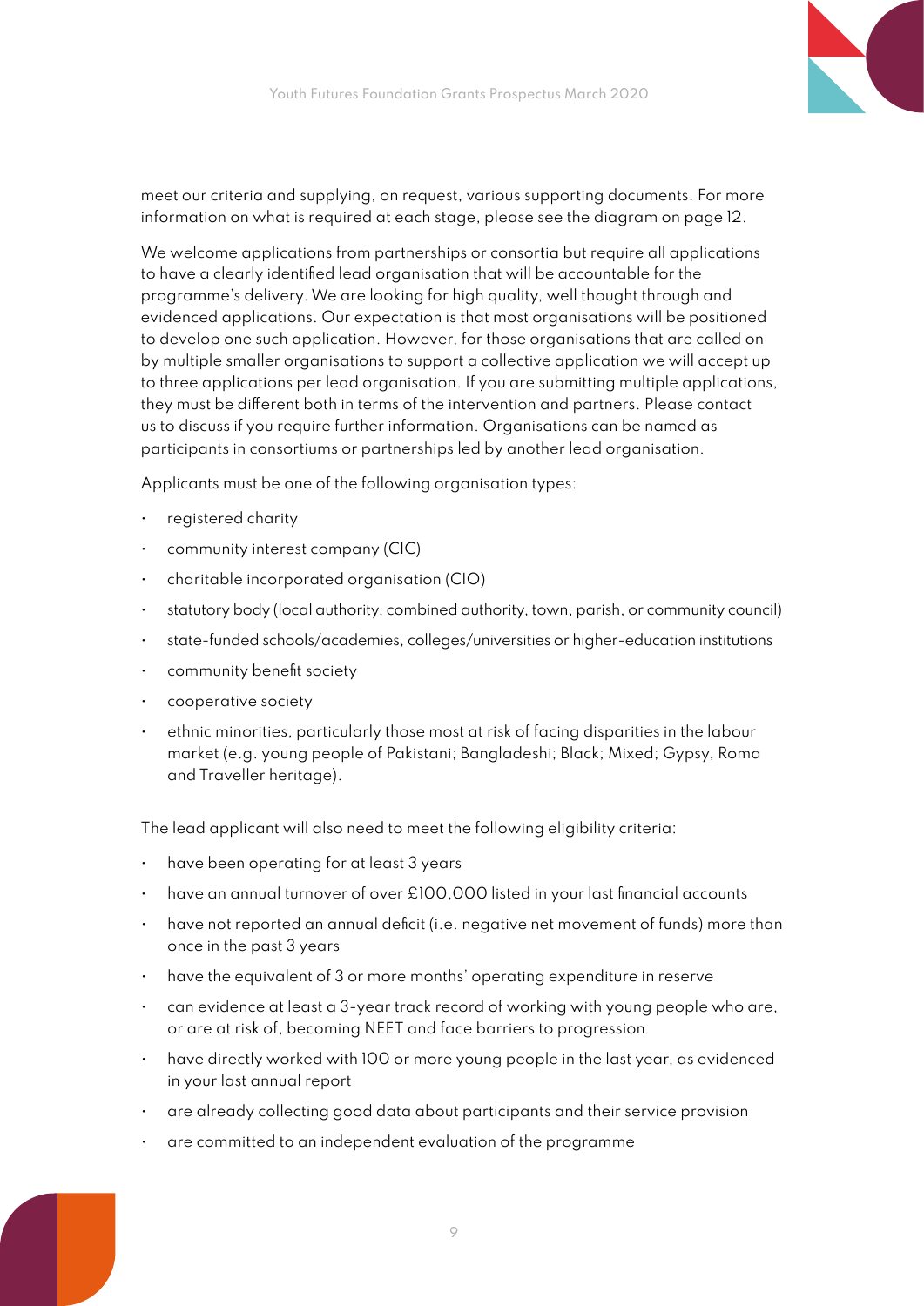meet our criteria and supplying, on request, various supporting documents. For more information on what is required at each stage, please see the diagram on page 12.

We welcome applications from partnerships or consortia but require all applications to have a clearly identified lead organisation that will be accountable for the programme's delivery. We are looking for high quality, well thought through and evidenced applications. Our expectation is that most organisations will be positioned to develop one such application. However, for those organisations that are called on by multiple smaller organisations to support a collective application we will accept up to three applications per lead organisation. If you are submitting multiple applications, they must be different both in terms of the intervention and partners. Please contact us to discuss if you require further information. Organisations can be named as participants in consortiums or partnerships led by another lead organisation.

Applicants must be one of the following organisation types:

- registered charity
- community interest company (CIC)
- charitable incorporated organisation (CIO)
- statutory body (local authority, combined authority, town, parish, or community council)
- state-funded schools/academies, colleges/universities or higher-education institutions
- community benefit society
- cooperative society
- ethnic minorities, particularly those most at risk of facing disparities in the labour market (e.g. young people of Pakistani; Bangladeshi; Black; Mixed; Gypsy, Roma and Traveller heritage).

The lead applicant will also need to meet the following eligibility criteria:

- have been operating for at least 3 years
- have an annual turnover of over £100,000 listed in your last financial accounts
- have not reported an annual deficit (i.e. negative net movement of funds) more than once in the past 3 years
- have the equivalent of 3 or more months' operating expenditure in reserve
- can evidence at least a 3-year track record of working with young people who are, or are at risk of, becoming NEET and face barriers to progression
- have directly worked with 100 or more young people in the last year, as evidenced in your last annual report
- are already collecting good data about participants and their service provision
- are committed to an independent evaluation of the programme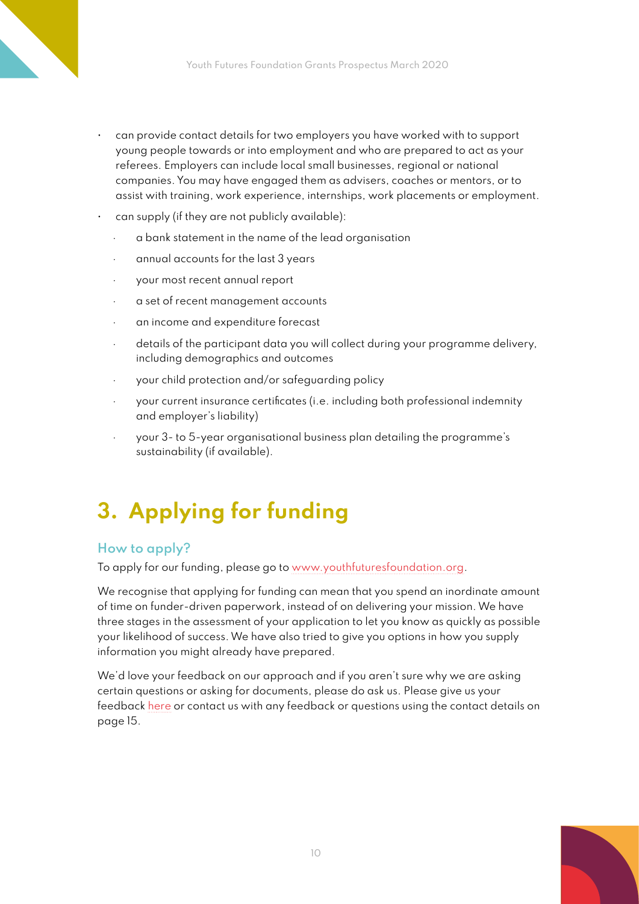- can provide contact details for two employers you have worked with to support young people towards or into employment and who are prepared to act as your referees. Employers can include local small businesses, regional or national companies. You may have engaged them as advisers, coaches or mentors, or to assist with training, work experience, internships, work placements or employment.
- can supply (if they are not publicly available):
  - a bank statement in the name of the lead organisation
  - annual accounts for the last 3 years
  - your most recent annual report
  - a set of recent management accounts
  - an income and expenditure forecast
  - details of the participant data you will collect during your programme delivery, including demographics and outcomes
  - your child protection and/or safeguarding policy
  - your current insurance certificates (i.e. including both professional indemnity and employer's liability)
  - your 3- to 5-year organisational business plan detailing the programme's sustainability (if available).

# 3. Applying for funding

## How to apply?

To apply for our funding, please go to www.youthfuturesfoundation.org.

We recognise that applying for funding can mean that you spend an inordinate amount of time on funder-driven paperwork, instead of on delivering your mission. We have three stages in the assessment of your application to let you know as quickly as possible your likelihood of success. We have also tried to give you options in how you supply information you might already have prepared.

We'd love your feedback on our approach and if you aren't sure why we are asking certain questions or asking for documents, please do ask us. Please give us your feedback here or contact us with any feedback or questions using the contact details on page 15.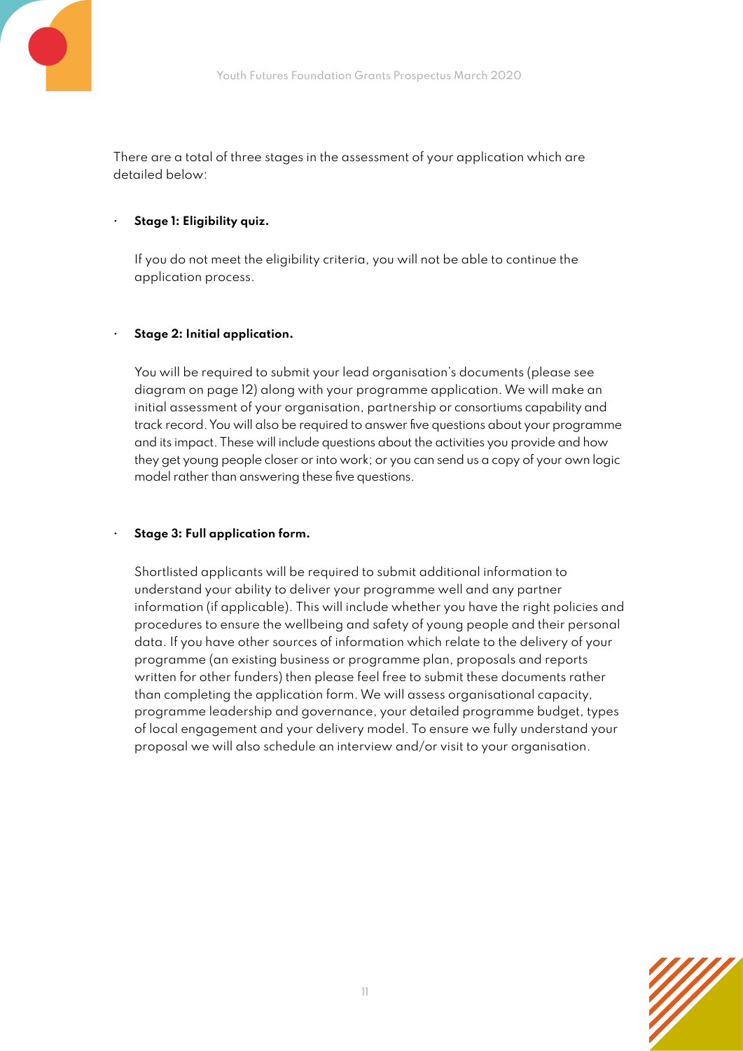There are a total of three stages in the assessment of your application which are detailed below:

- **Stage 1: Eligibility quiz.**

  If you do not meet the eligibility criteria, you will not be able to continue the application process.

- **Stage 2: Initial application.**

  You will be required to submit your lead organisation's documents (please see diagram on page 12) along with your programme application. We will make an initial assessment of your organisation, partnership or consortiums capability and track record. You will also be required to answer five questions about your programme and its impact. These will include questions about the activities you provide and how they get young people closer or into work; or you can send us a copy of your own logic model rather than answering these five questions.

- **Stage 3: Full application form.**

  Shortlisted applicants will be required to submit additional information to understand your ability to deliver your programme well and any partner information (if applicable). This will include whether you have the right policies and procedures to ensure the wellbeing and safety of young people and their personal data. If you have other sources of information which relate to the delivery of your programme (an existing business or programme plan, proposals and reports written for other funders) then please feel free to submit these documents rather than completing the application form. We will assess organisational capacity, programme leadership and governance, your detailed programme budget, types of local engagement and your delivery model. To ensure we fully understand your proposal we will also schedule an interview and/or visit to your organisation.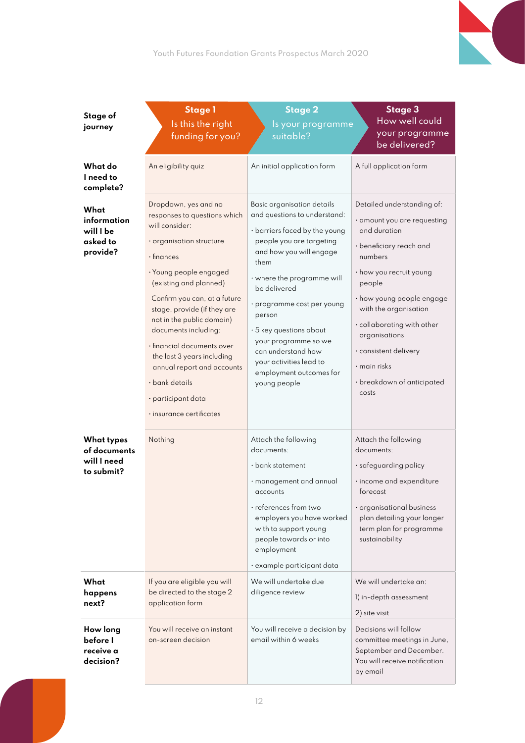| Stage of journey | **Stage 1** Is this the right funding for you? | **Stage 2** Is your programme suitable? | **Stage 3** How well could your programme be delivered? |
|---|---|---|---|
| **What do I need to complete?** | An eligibility quiz | An initial application form | A full application form |
| **What information will I be asked to provide?** | Dropdown, yes and no responses to questions which will consider:<br>· organisation structure<br>· finances<br>· Young people engaged (existing and planned)<br>Confirm you can, at a future stage, provide (if they are not in the public domain) documents including:<br>· financial documents over the last 3 years including annual report and accounts<br>· bank details<br>· participant data<br>· insurance certificates | Basic organisation details and questions to understand:<br>· barriers faced by the young people you are targeting and how you will engage them<br>· where the programme will be delivered<br>· programme cost per young person<br>· 5 key questions about your programme so we can understand how your activities lead to employment outcomes for young people | Detailed understanding of:<br>· amount you are requesting and duration<br>· beneficiary reach and numbers<br>· how you recruit young people<br>· how young people engage with the organisation<br>· collaborating with other organisations<br>· consistent delivery<br>· main risks<br>· breakdown of anticipated costs |
| **What types of documents will I need to submit?** | Nothing | Attach the following documents:<br>· bank statement<br>· management and annual accounts<br>· references from two employers you have worked with to support young people towards or into employment<br>· example participant data | Attach the following documents:<br>· safeguarding policy<br>· income and expenditure forecast<br>· organisational business plan detailing your longer term plan for programme sustainability |
| **What happens next?** | If you are eligible you will be directed to the stage 2 application form | We will undertake due diligence review | We will undertake an:<br>1) in-depth assessment<br>2) site visit |
| **How long before I receive a decision?** | You will receive an instant on-screen decision | You will receive a decision by email within 6 weeks | Decisions will follow committee meetings in June, September and December. You will receive notification by email |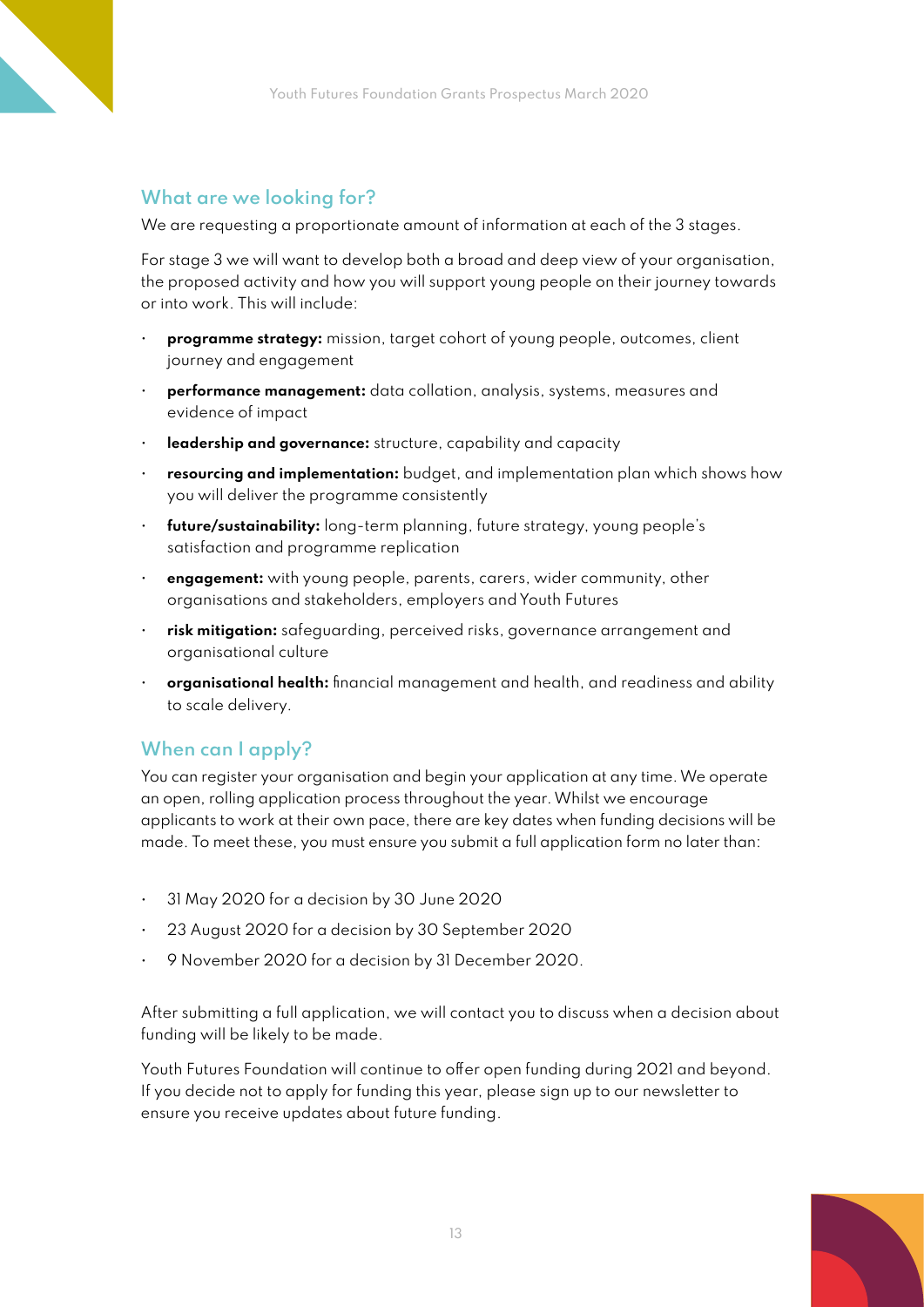## What are we looking for?

We are requesting a proportionate amount of information at each of the 3 stages.

For stage 3 we will want to develop both a broad and deep view of your organisation, the proposed activity and how you will support young people on their journey towards or into work. This will include:

- **programme strategy:** mission, target cohort of young people, outcomes, client journey and engagement
- **performance management:** data collation, analysis, systems, measures and evidence of impact
- **leadership and governance:** structure, capability and capacity
- **resourcing and implementation:** budget, and implementation plan which shows how you will deliver the programme consistently
- **future/sustainability:** long-term planning, future strategy, young people's satisfaction and programme replication
- **engagement:** with young people, parents, carers, wider community, other organisations and stakeholders, employers and Youth Futures
- **risk mitigation:** safeguarding, perceived risks, governance arrangement and organisational culture
- **organisational health:** financial management and health, and readiness and ability to scale delivery.

## When can I apply?

You can register your organisation and begin your application at any time. We operate an open, rolling application process throughout the year. Whilst we encourage applicants to work at their own pace, there are key dates when funding decisions will be made. To meet these, you must ensure you submit a full application form no later than:

- 31 May 2020 for a decision by 30 June 2020
- 23 August 2020 for a decision by 30 September 2020
- 9 November 2020 for a decision by 31 December 2020.

After submitting a full application, we will contact you to discuss when a decision about funding will be likely to be made.

Youth Futures Foundation will continue to offer open funding during 2021 and beyond. If you decide not to apply for funding this year, please sign up to our newsletter to ensure you receive updates about future funding.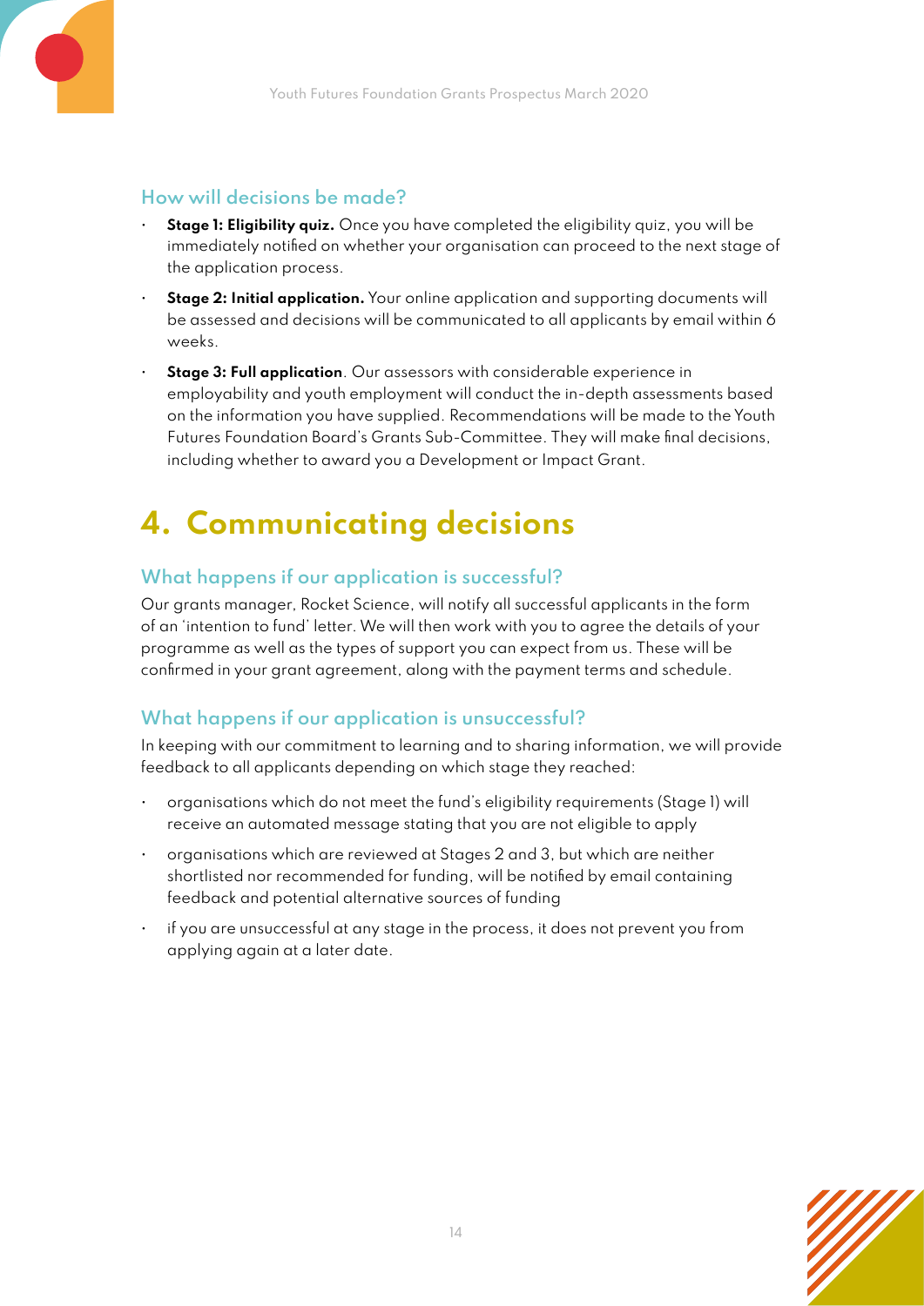### How will decisions be made?

- **Stage 1: Eligibility quiz.** Once you have completed the eligibility quiz, you will be immediately notified on whether your organisation can proceed to the next stage of the application process.
- **Stage 2: Initial application.** Your online application and supporting documents will be assessed and decisions will be communicated to all applicants by email within 6 weeks.
- **Stage 3: Full application**. Our assessors with considerable experience in employability and youth employment will conduct the in-depth assessments based on the information you have supplied. Recommendations will be made to the Youth Futures Foundation Board's Grants Sub-Committee. They will make final decisions, including whether to award you a Development or Impact Grant.

## 4. Communicating decisions

### What happens if our application is successful?

Our grants manager, Rocket Science, will notify all successful applicants in the form of an 'intention to fund' letter. We will then work with you to agree the details of your programme as well as the types of support you can expect from us. These will be confirmed in your grant agreement, along with the payment terms and schedule.

### What happens if our application is unsuccessful?

In keeping with our commitment to learning and to sharing information, we will provide feedback to all applicants depending on which stage they reached:

- organisations which do not meet the fund's eligibility requirements (Stage 1) will receive an automated message stating that you are not eligible to apply
- organisations which are reviewed at Stages 2 and 3, but which are neither shortlisted nor recommended for funding, will be notified by email containing feedback and potential alternative sources of funding
- if you are unsuccessful at any stage in the process, it does not prevent you from applying again at a later date.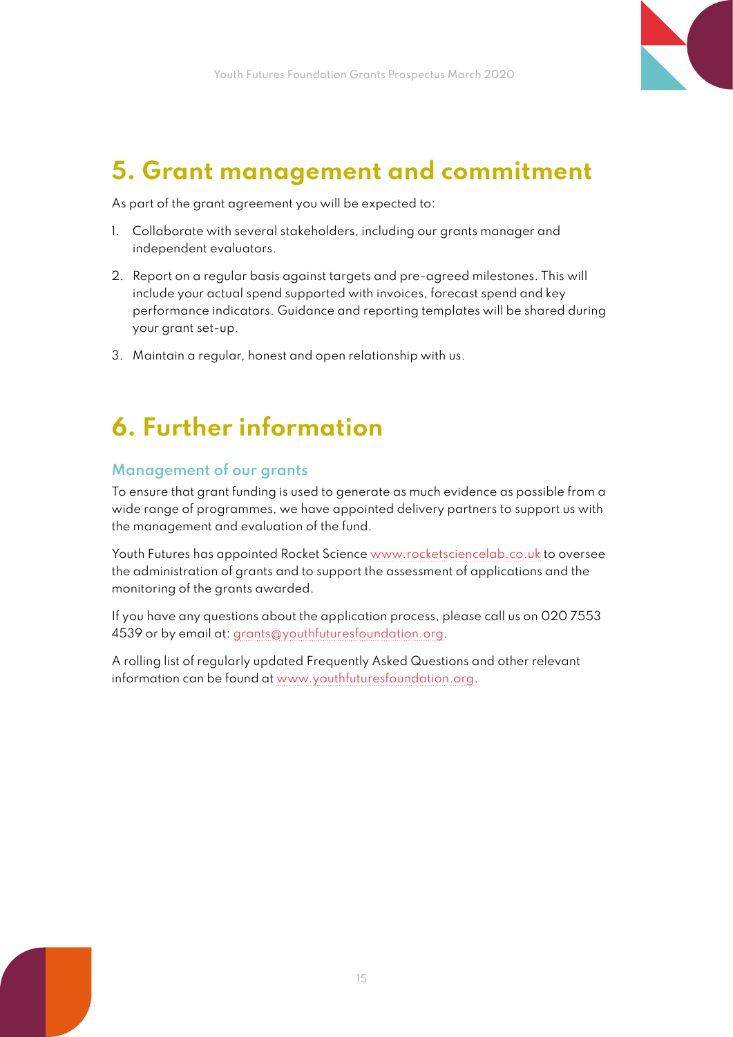# 5. Grant management and commitment

As part of the grant agreement you will be expected to:

1. Collaborate with several stakeholders, including our grants manager and independent evaluators.
2. Report on a regular basis against targets and pre-agreed milestones. This will include your actual spend supported with invoices, forecast spend and key performance indicators. Guidance and reporting templates will be shared during your grant set-up.
3. Maintain a regular, honest and open relationship with us.

# 6. Further information

## Management of our grants

To ensure that grant funding is used to generate as much evidence as possible from a wide range of programmes, we have appointed delivery partners to support us with the management and evaluation of the fund.

Youth Futures has appointed Rocket Science www.rocketsciencelab.co.uk to oversee the administration of grants and to support the assessment of applications and the monitoring of the grants awarded.

If you have any questions about the application process, please call us on 020 7553 4539 or by email at: grants@youthfuturesfoundation.org.

A rolling list of regularly updated Frequently Asked Questions and other relevant information can be found at www.youthfuturesfoundation.org.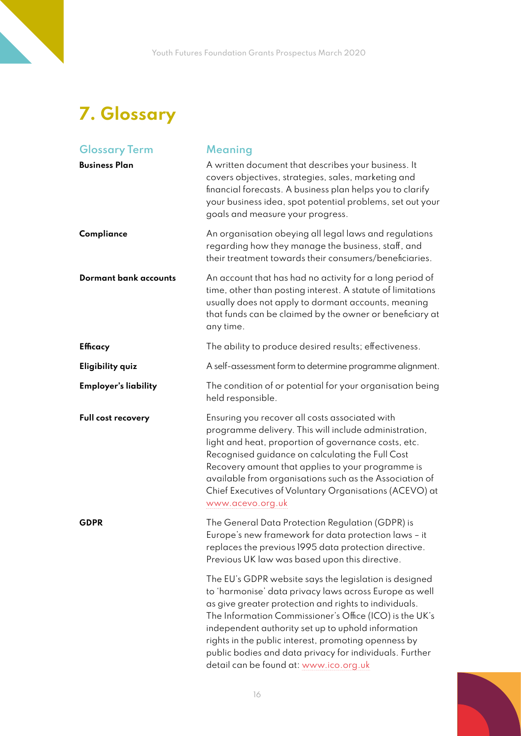## 7. Glossary

| Glossary Term | Meaning |
| --- | --- |
| **Business Plan** | A written document that describes your business. It covers objectives, strategies, sales, marketing and financial forecasts. A business plan helps you to clarify your business idea, spot potential problems, set out your goals and measure your progress. |
| **Compliance** | An organisation obeying all legal laws and regulations regarding how they manage the business, staff, and their treatment towards their consumers/beneficiaries. |
| **Dormant bank accounts** | An account that has had no activity for a long period of time, other than posting interest. A statute of limitations usually does not apply to dormant accounts, meaning that funds can be claimed by the owner or beneficiary at any time. |
| **Efficacy** | The ability to produce desired results; effectiveness. |
| **Eligibility quiz** | A self-assessment form to determine programme alignment. |
| **Employer's liability** | The condition of or potential for your organisation being held responsible. |
| **Full cost recovery** | Ensuring you recover all costs associated with programme delivery. This will include administration, light and heat, proportion of governance costs, etc. Recognised guidance on calculating the Full Cost Recovery amount that applies to your programme is available from organisations such as the Association of Chief Executives of Voluntary Organisations (ACEVO) at www.acevo.org.uk |
| **GDPR** | The General Data Protection Regulation (GDPR) is Europe's new framework for data protection laws – it replaces the previous 1995 data protection directive. Previous UK law was based upon this directive.<br><br>The EU's GDPR website says the legislation is designed to 'harmonise' data privacy laws across Europe as well as give greater protection and rights to individuals. The Information Commissioner's Office (ICO) is the UK's independent authority set up to uphold information rights in the public interest, promoting openness by public bodies and data privacy for individuals. Further detail can be found at: www.ico.org.uk |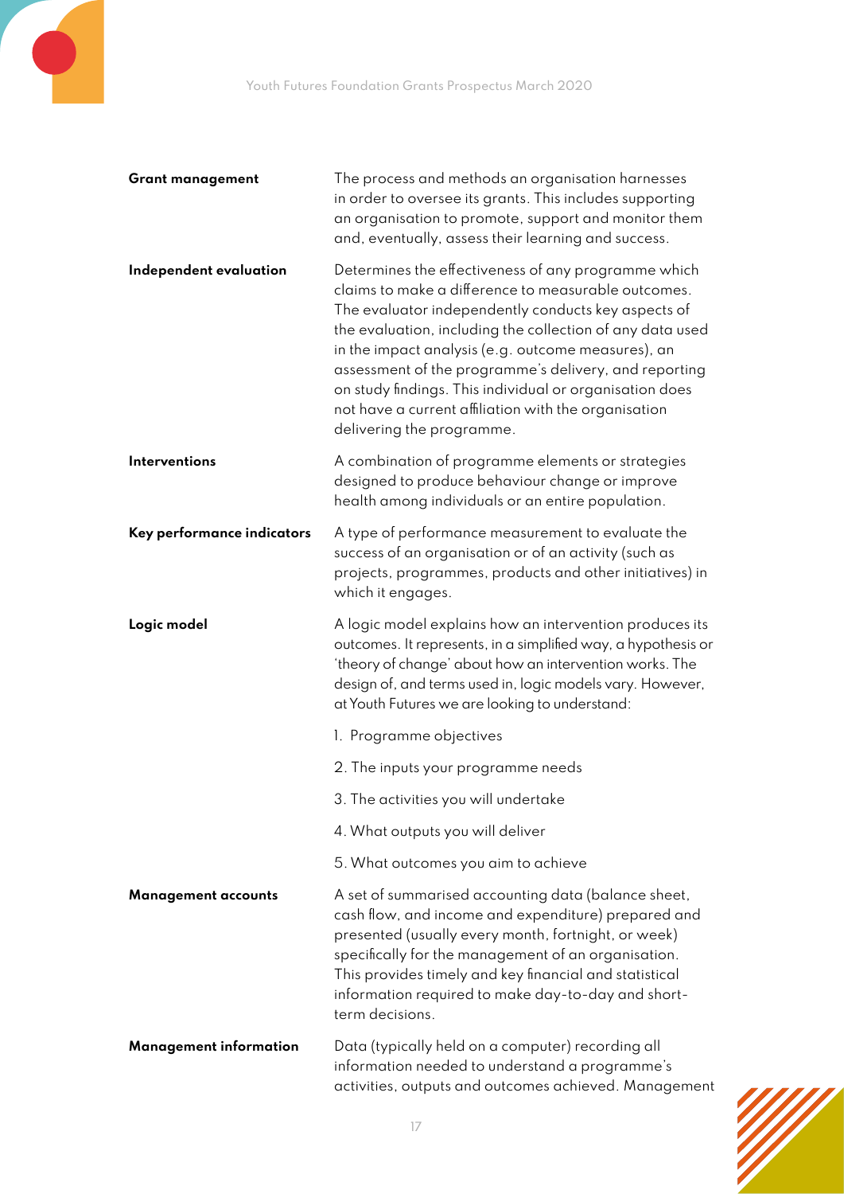| | |
|---|---|
| **Grant management** | The process and methods an organisation harnesses in order to oversee its grants. This includes supporting an organisation to promote, support and monitor them and, eventually, assess their learning and success. |
| **Independent evaluation** | Determines the effectiveness of any programme which claims to make a difference to measurable outcomes. The evaluator independently conducts key aspects of the evaluation, including the collection of any data used in the impact analysis (e.g. outcome measures), an assessment of the programme's delivery, and reporting on study findings. This individual or organisation does not have a current affiliation with the organisation delivering the programme. |
| **Interventions** | A combination of programme elements or strategies designed to produce behaviour change or improve health among individuals or an entire population. |
| **Key performance indicators** | A type of performance measurement to evaluate the success of an organisation or of an activity (such as projects, programmes, products and other initiatives) in which it engages. |
| **Logic model** | A logic model explains how an intervention produces its outcomes. It represents, in a simplified way, a hypothesis or 'theory of change' about how an intervention works. The design of, and terms used in, logic models vary. However, at Youth Futures we are looking to understand:<br>1. Programme objectives<br>2. The inputs your programme needs<br>3. The activities you will undertake<br>4. What outputs you will deliver<br>5. What outcomes you aim to achieve |
| **Management accounts** | A set of summarised accounting data (balance sheet, cash flow, and income and expenditure) prepared and presented (usually every month, fortnight, or week) specifically for the management of an organisation. This provides timely and key financial and statistical information required to make day-to-day and short-term decisions. |
| **Management information** | Data (typically held on a computer) recording all information needed to understand a programme's activities, outputs and outcomes achieved. Management |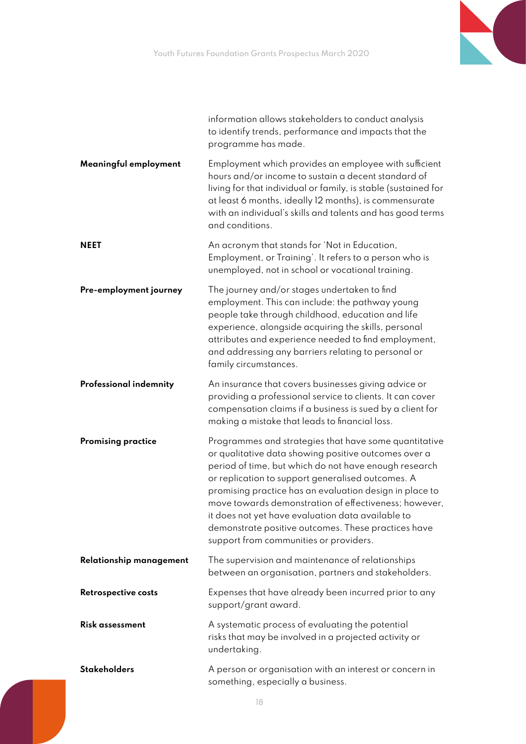information allows stakeholders to conduct analysis to identify trends, performance and impacts that the programme has made.

| | |
|---|---|
| **Meaningful employment** | Employment which provides an employee with sufficient hours and/or income to sustain a decent standard of living for that individual or family, is stable (sustained for at least 6 months, ideally 12 months), is commensurate with an individual's skills and talents and has good terms and conditions. |
| **NEET** | An acronym that stands for 'Not in Education, Employment, or Training'. It refers to a person who is unemployed, not in school or vocational training. |
| **Pre-employment journey** | The journey and/or stages undertaken to find employment. This can include: the pathway young people take through childhood, education and life experience, alongside acquiring the skills, personal attributes and experience needed to find employment, and addressing any barriers relating to personal or family circumstances. |
| **Professional indemnity** | An insurance that covers businesses giving advice or providing a professional service to clients. It can cover compensation claims if a business is sued by a client for making a mistake that leads to financial loss. |
| **Promising practice** | Programmes and strategies that have some quantitative or qualitative data showing positive outcomes over a period of time, but which do not have enough research or replication to support generalised outcomes. A promising practice has an evaluation design in place to move towards demonstration of effectiveness; however, it does not yet have evaluation data available to demonstrate positive outcomes. These practices have support from communities or providers. |
| **Relationship management** | The supervision and maintenance of relationships between an organisation, partners and stakeholders. |
| **Retrospective costs** | Expenses that have already been incurred prior to any support/grant award. |
| **Risk assessment** | A systematic process of evaluating the potential risks that may be involved in a projected activity or undertaking. |
| **Stakeholders** | A person or organisation with an interest or concern in something, especially a business. |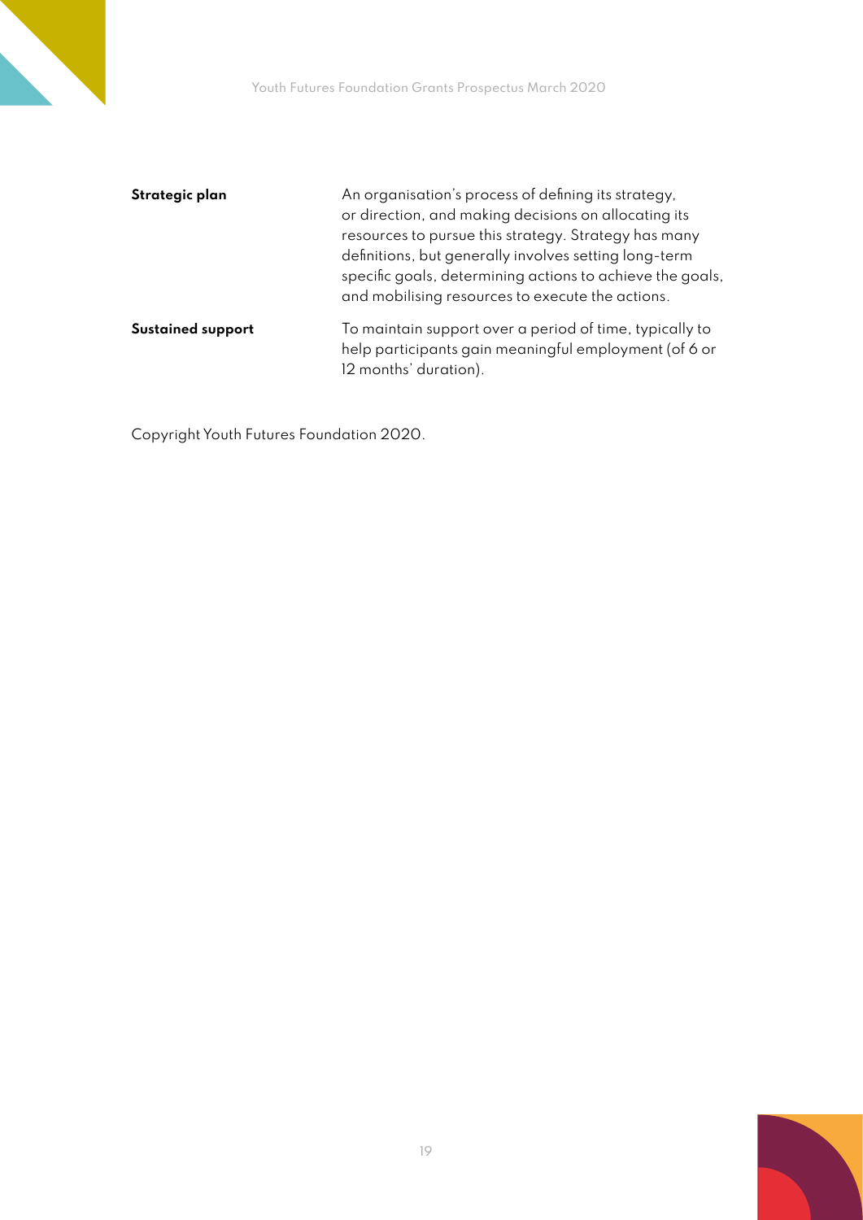| | |
|---|---|
| **Strategic plan** | An organisation's process of defining its strategy, or direction, and making decisions on allocating its resources to pursue this strategy. Strategy has many definitions, but generally involves setting long-term specific goals, determining actions to achieve the goals, and mobilising resources to execute the actions. |
| **Sustained support** | To maintain support over a period of time, typically to help participants gain meaningful employment (of 6 or 12 months' duration). |

Copyright Youth Futures Foundation 2020.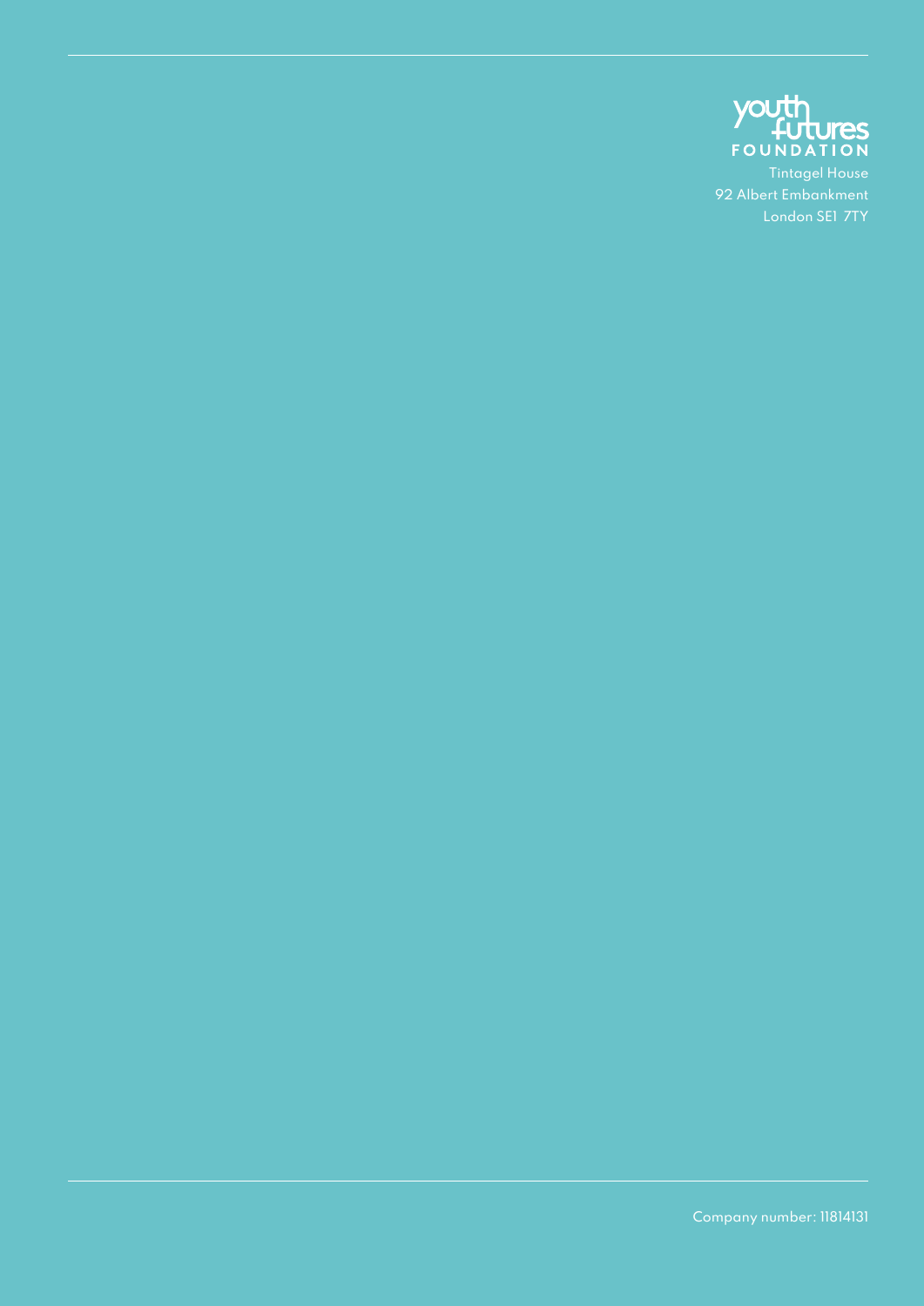youth futures FOUNDATION

Tintagel House
92 Albert Embankment
London SE1 7TY

Company number: 11814131